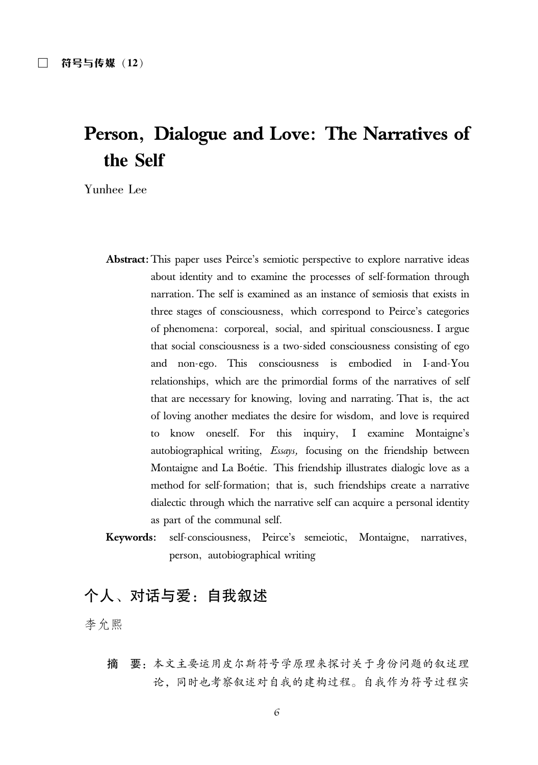# Person, Dialogue and Love: The Narratives of the Self

Yunhee Lee

**Abstract:** This paper uses Peirce's semiotic perspective to explore narrative ideas about identity and to examine the processes of self-formation through narration. The self is examined as an instance of semiosis that exists in three stages of consciousness, which correspond to Peirce's categories of phenomena: corporeal, social, and spiritual consciousness. I argue that social consciousness is a two-sided consciousness consisting of ego and non-ego. This consciousness is embodied in I-and-You relationships, which are the primordial forms of the narratives of self that are necessary for knowing, loving and narrating. That is, the act of loving another mediates the desire for wisdom, and love is required to know oneself. For this inquiry, I examine Montaigne's autobiographical writing, *Essays,* focusing on the friendship between Montaigne and La Boétie. This friendship illustrates dialogic love as a method for self-formation; that is, such friendships create a narrative dialectic through which the narrative self can acquire a personal identity as part of the communal self.

**Keywords:** self-consciousness, Peirce's semeiotic, Montaigne, narratives, person, autobiographical writing

# 个人、对话与爱：自我叙述

李允熙

**摘　要：** 本文主要运用皮尔斯符号学原理来探讨关于身份问题的叙述理论，同时也考察叙述对自我的建构过程。自我作为符号过程实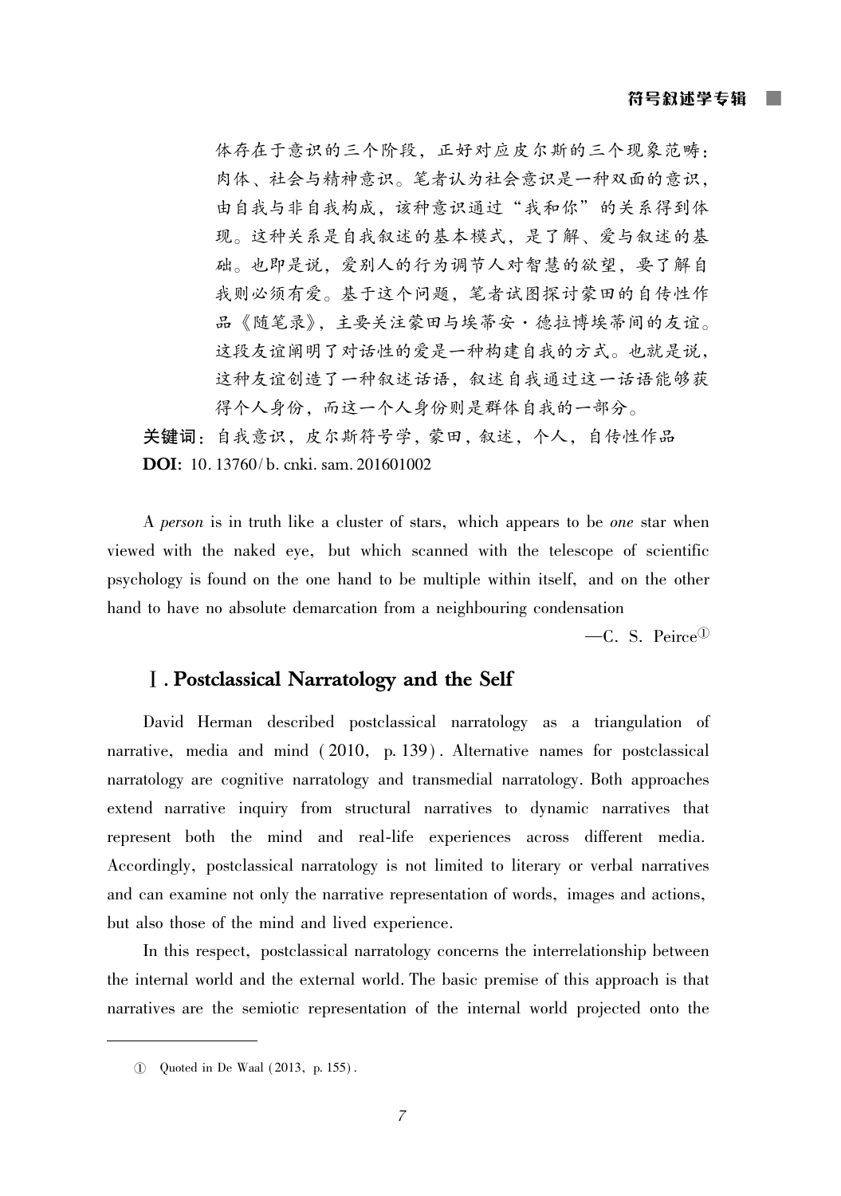体存在于意识的三个阶段，正好对应皮尔斯的三个现象范畴：肉体、社会与精神意识。笔者认为社会意识是一种双面的意识，由自我与非自我构成，该种意识通过“我和你”的关系得到体现。这种关系是自我叙述的基本模式，是了解、爱与叙述的基础。也即是说，爱别人的行为调节人对智慧的欲望，要了解自我则必须有爱。基于这个问题，笔者试图探讨蒙田的自传性作品《随笔录》，主要关注蒙田与埃蒂安·德拉博埃蒂间的友谊。这段友谊阐明了对话性的爱是一种构建自我的方式。也就是说，这种友谊创造了一种叙述话语，叙述自我通过这一话语能够获得个人身份，而这一个人身份则是群体自我的一部分。

**关键词**：自我意识，皮尔斯符号学，蒙田，叙述，个人，自传性作品

**DOI**: 10.13760/b.cnki.sam.201601002

A *person* is in truth like a cluster of stars, which appears to be *one* star when viewed with the naked eye, but which scanned with the telescope of scientific psychology is found on the one hand to be multiple within itself, and on the other hand to have no absolute demarcation from a neighbouring condensation

—C. S. Peirce[①]

## Ⅰ. Postclassical Narratology and the Self

David Herman described postclassical narratology as a triangulation of narrative, media and mind (2010, p. 139). Alternative names for postclassical narratology are cognitive narratology and transmedial narratology. Both approaches extend narrative inquiry from structural narratives to dynamic narratives that represent both the mind and real-life experiences across different media. Accordingly, postclassical narratology is not limited to literary or verbal narratives and can examine not only the narrative representation of words, images and actions, but also those of the mind and lived experience.

In this respect, postclassical narratology concerns the interrelationship between the internal world and the external world. The basic premise of this approach is that narratives are the semiotic representation of the internal world projected onto the

① Quoted in De Waal (2013, p. 155).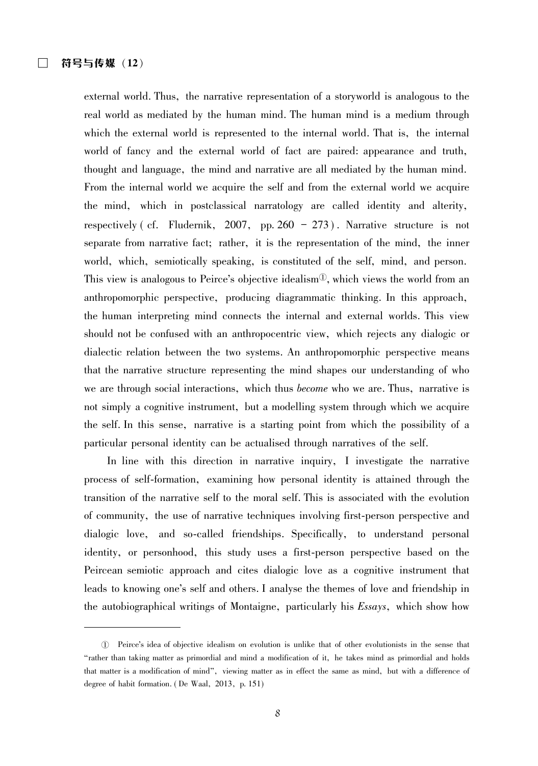external world. Thus, the narrative representation of a storyworld is analogous to the real world as mediated by the human mind. The human mind is a medium through which the external world is represented to the internal world. That is, the internal world of fancy and the external world of fact are paired: appearance and truth, thought and language, the mind and narrative are all mediated by the human mind. From the internal world we acquire the self and from the external world we acquire the mind, which in postclassical narratology are called identity and alterity, respectively (cf. Fludernik, 2007, pp. 260 – 273). Narrative structure is not separate from narrative fact; rather, it is the representation of the mind, the inner world, which, semiotically speaking, is constituted of the self, mind, and person. This view is analogous to Peirce's objective idealism[①], which views the world from an anthropomorphic perspective, producing diagrammatic thinking. In this approach, the human interpreting mind connects the internal and external worlds. This view should not be confused with an anthropocentric view, which rejects any dialogic or dialectic relation between the two systems. An anthropomorphic perspective means that the narrative structure representing the mind shapes our understanding of who we are through social interactions, which thus *become* who we are. Thus, narrative is not simply a cognitive instrument, but a modelling system through which we acquire the self. In this sense, narrative is a starting point from which the possibility of a particular personal identity can be actualised through narratives of the self.

In line with this direction in narrative inquiry, I investigate the narrative process of self-formation, examining how personal identity is attained through the transition of the narrative self to the moral self. This is associated with the evolution of community, the use of narrative techniques involving first-person perspective and dialogic love, and so-called friendships. Specifically, to understand personal identity, or personhood, this study uses a first-person perspective based on the Peircean semiotic approach and cites dialogic love as a cognitive instrument that leads to knowing one's self and others. I analyse the themes of love and friendship in the autobiographical writings of Montaigne, particularly his *Essays*, which show how

---

① Peirce's idea of objective idealism on evolution is unlike that of other evolutionists in the sense that "rather than taking matter as primordial and mind a modification of it, he takes mind as primordial and holds that matter is a modification of mind", viewing matter as in effect the same as mind, but with a difference of degree of habit formation. (De Waal, 2013, p. 151)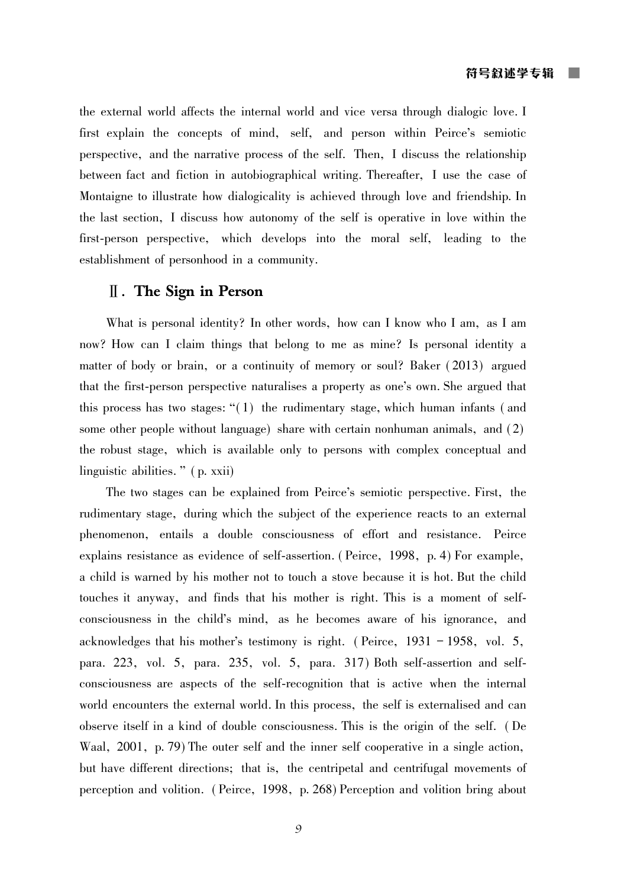the external world affects the internal world and vice versa through dialogic love. I first explain the concepts of mind, self, and person within Peirce's semiotic perspective, and the narrative process of the self. Then, I discuss the relationship between fact and fiction in autobiographical writing. Thereafter, I use the case of Montaigne to illustrate how dialogicality is achieved through love and friendship. In the last section, I discuss how autonomy of the self is operative in love within the first-person perspective, which develops into the moral self, leading to the establishment of personhood in a community.

## Ⅱ. The Sign in Person

What is personal identity? In other words, how can I know who I am, as I am now? How can I claim things that belong to me as mine? Is personal identity a matter of body or brain, or a continuity of memory or soul? Baker (2013) argued that the first-person perspective naturalises a property as one's own. She argued that this process has two stages: "(1) the rudimentary stage, which human infants (and some other people without language) share with certain nonhuman animals, and (2) the robust stage, which is available only to persons with complex conceptual and linguistic abilities." (p. xxii)

The two stages can be explained from Peirce's semiotic perspective. First, the rudimentary stage, during which the subject of the experience reacts to an external phenomenon, entails a double consciousness of effort and resistance. Peirce explains resistance as evidence of self-assertion. (Peirce, 1998, p. 4) For example, a child is warned by his mother not to touch a stove because it is hot. But the child touches it anyway, and finds that his mother is right. This is a moment of self-consciousness in the child's mind, as he becomes aware of his ignorance, and acknowledges that his mother's testimony is right. (Peirce, 1931 – 1958, vol. 5, para. 223, vol. 5, para. 235, vol. 5, para. 317) Both self-assertion and self-consciousness are aspects of the self-recognition that is active when the internal world encounters the external world. In this process, the self is externalised and can observe itself in a kind of double consciousness. This is the origin of the self. (De Waal, 2001, p. 79) The outer self and the inner self cooperative in a single action, but have different directions; that is, the centripetal and centrifugal movements of perception and volition. (Peirce, 1998, p. 268) Perception and volition bring about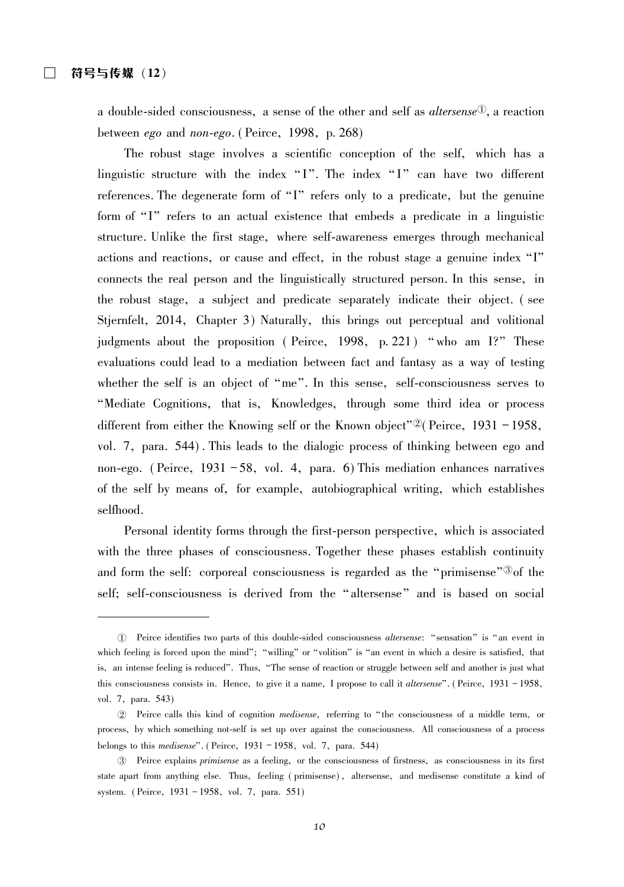a double-sided consciousness, a sense of the other and self as *altersense*[①], a reaction between *ego* and *non-ego*. (Peirce, 1998, p. 268)

The robust stage involves a scientific conception of the self, which has a linguistic structure with the index "I". The index "I" can have two different references. The degenerate form of "I" refers only to a predicate, but the genuine form of "I" refers to an actual existence that embeds a predicate in a linguistic structure. Unlike the first stage, where self-awareness emerges through mechanical actions and reactions, or cause and effect, in the robust stage a genuine index "I" connects the real person and the linguistically structured person. In this sense, in the robust stage, a subject and predicate separately indicate their object. (see Stjernfelt, 2014, Chapter 3) Naturally, this brings out perceptual and volitional judgments about the proposition (Peirce, 1998, p. 221) "who am I?" These evaluations could lead to a mediation between fact and fantasy as a way of testing whether the self is an object of "me". In this sense, self-consciousness serves to "Mediate Cognitions, that is, Knowledges, through some third idea or process different from either the Knowing self or the Known object"[②](Peirce, 1931 – 1958, vol. 7, para. 544). This leads to the dialogic process of thinking between ego and non-ego. (Peirce, 1931 – 58, vol. 4, para. 6) This mediation enhances narratives of the self by means of, for example, autobiographical writing, which establishes selfhood.

Personal identity forms through the first-person perspective, which is associated with the three phases of consciousness. Together these phases establish continuity and form the self: corporeal consciousness is regarded as the "primisense"[③]of the self; self-consciousness is derived from the "altersense" and is based on social

---

① Peirce identifies two parts of this double-sided consciousness *altersense*: "sensation" is "an event in which feeling is forced upon the mind"; "willing" or "volition" is "an event in which a desire is satisfied, that is, an intense feeling is reduced". Thus, "The sense of reaction or struggle between self and another is just what this consciousness consists in. Hence, to give it a name, I propose to call it *altersense*". (Peirce, 1931 – 1958, vol. 7, para. 543)

② Peirce calls this kind of cognition *medisense*, referring to "the consciousness of a middle term, or process, by which something not-self is set up over against the consciousness. All consciousness of a process belongs to this *medisense*". (Peirce, 1931 – 1958, vol. 7, para. 544)

③ Peirce explains *primisense* as a feeling, or the consciousness of firstness, as consciousness in its first state apart from anything else. Thus, feeling (primisense), altersense, and medisense constitute a kind of system. (Peirce, 1931 – 1958, vol. 7, para. 551)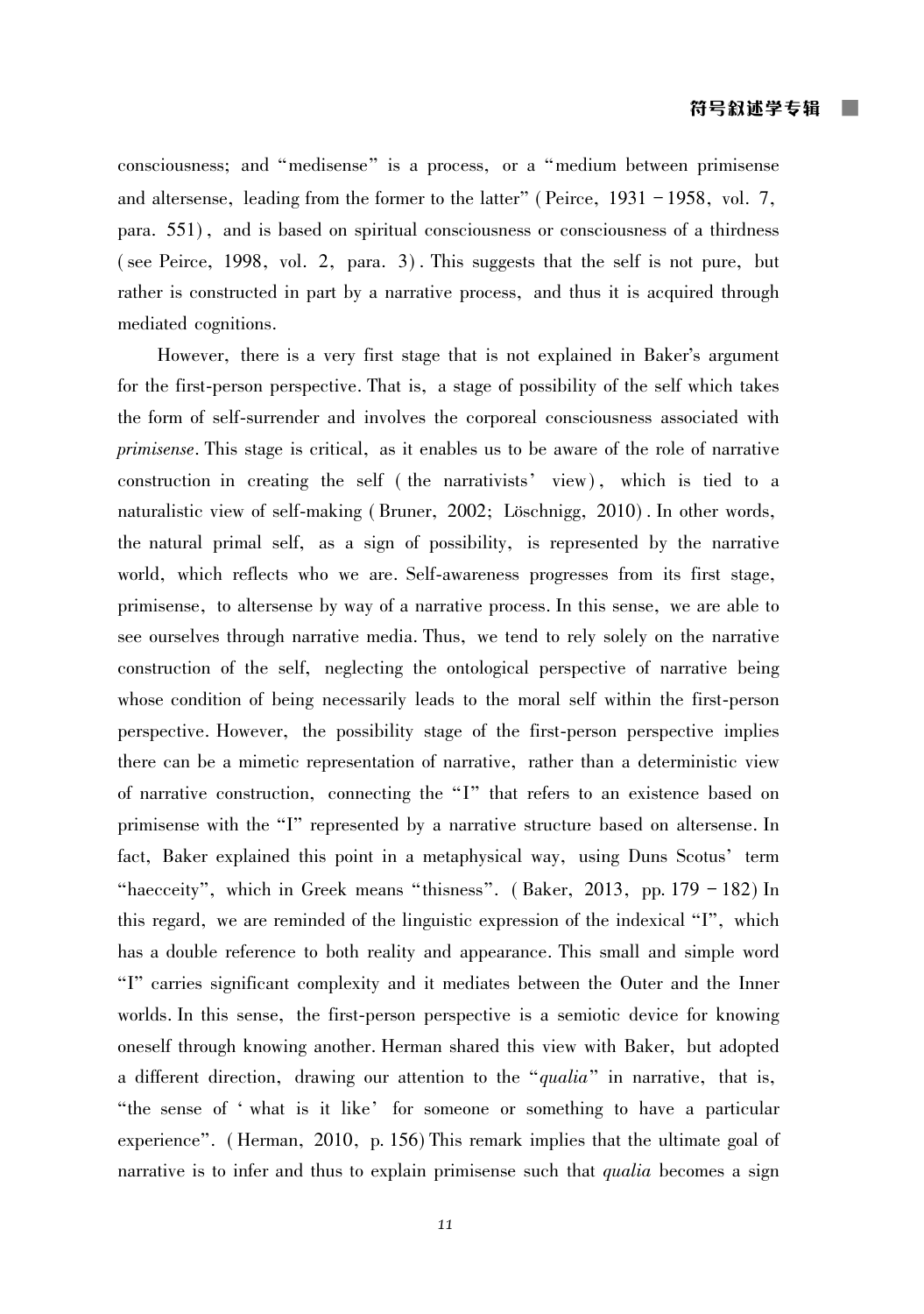consciousness; and "medisense" is a process, or a "medium between primisense and altersense, leading from the former to the latter" (Peirce, 1931 –1958, vol. 7, para. 551), and is based on spiritual consciousness or consciousness of a thirdness (see Peirce, 1998, vol. 2, para. 3). This suggests that the self is not pure, but rather is constructed in part by a narrative process, and thus it is acquired through mediated cognitions.

However, there is a very first stage that is not explained in Baker's argument for the first-person perspective. That is, a stage of possibility of the self which takes the form of self-surrender and involves the corporeal consciousness associated with *primisense*. This stage is critical, as it enables us to be aware of the role of narrative construction in creating the self (the narrativists' view), which is tied to a naturalistic view of self-making (Bruner, 2002; Löschnigg, 2010). In other words, the natural primal self, as a sign of possibility, is represented by the narrative world, which reflects who we are. Self-awareness progresses from its first stage, primisense, to altersense by way of a narrative process. In this sense, we are able to see ourselves through narrative media. Thus, we tend to rely solely on the narrative construction of the self, neglecting the ontological perspective of narrative being whose condition of being necessarily leads to the moral self within the first-person perspective. However, the possibility stage of the first-person perspective implies there can be a mimetic representation of narrative, rather than a deterministic view of narrative construction, connecting the "I" that refers to an existence based on primisense with the "I" represented by a narrative structure based on altersense. In fact, Baker explained this point in a metaphysical way, using Duns Scotus' term "haecceity", which in Greek means "thisness". (Baker, 2013, pp. 179 –182) In this regard, we are reminded of the linguistic expression of the indexical "I", which has a double reference to both reality and appearance. This small and simple word "I" carries significant complexity and it mediates between the Outer and the Inner worlds. In this sense, the first-person perspective is a semiotic device for knowing oneself through knowing another. Herman shared this view with Baker, but adopted a different direction, drawing our attention to the "*qualia*" in narrative, that is, "the sense of 'what is it like' for someone or something to have a particular experience". (Herman, 2010, p. 156) This remark implies that the ultimate goal of narrative is to infer and thus to explain primisense such that *qualia* becomes a sign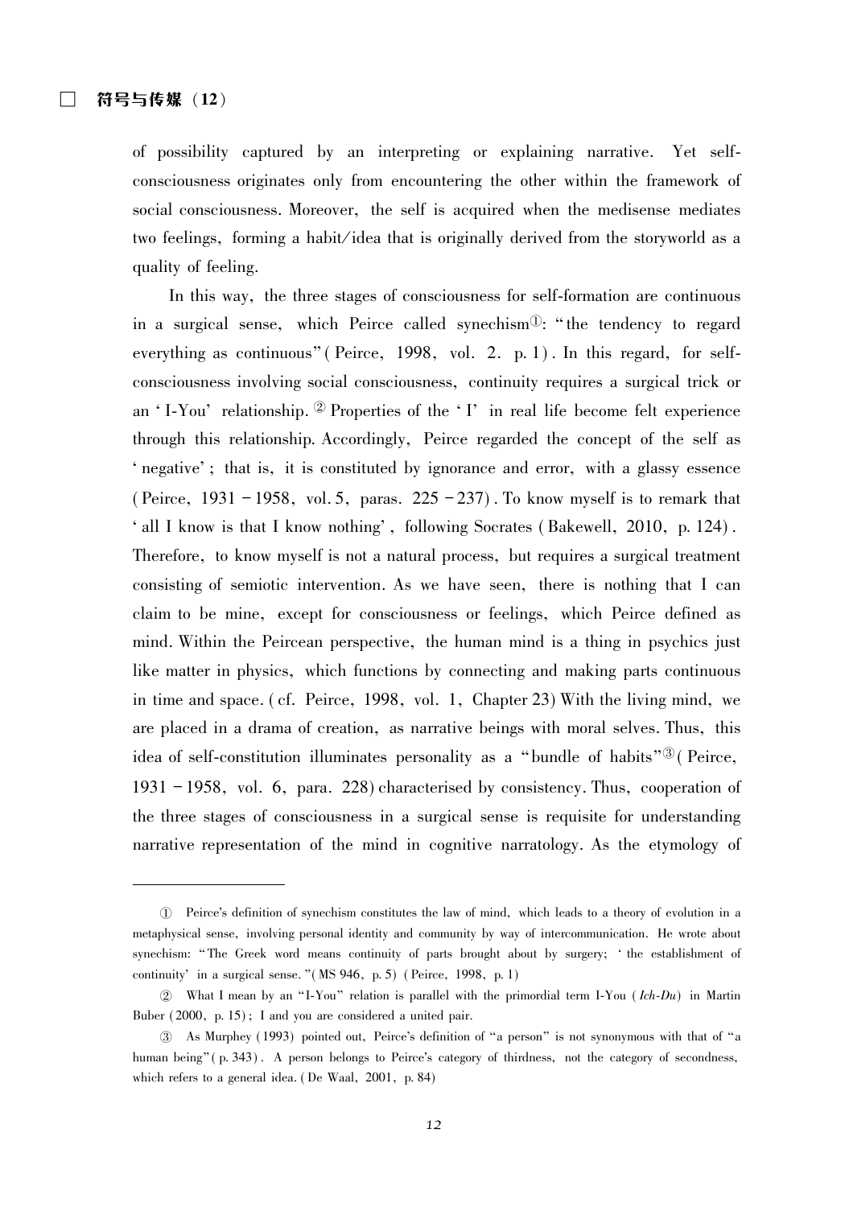of possibility captured by an interpreting or explaining narrative. Yet self-consciousness originates only from encountering the other within the framework of social consciousness. Moreover, the self is acquired when the medisense mediates two feelings, forming a habit/idea that is originally derived from the storyworld as a quality of feeling.

In this way, the three stages of consciousness for self-formation are continuous in a surgical sense, which Peirce called synechism[①]: "the tendency to regard everything as continuous" (Peirce, 1998, vol. 2. p. 1). In this regard, for self-consciousness involving social consciousness, continuity requires a surgical trick or an 'I-You' relationship.[②] Properties of the 'I' in real life become felt experience through this relationship. Accordingly, Peirce regarded the concept of the self as 'negative'; that is, it is constituted by ignorance and error, with a glassy essence (Peirce, 1931–1958, vol. 5, paras. 225–237). To know myself is to remark that 'all I know is that I know nothing', following Socrates (Bakewell, 2010, p. 124). Therefore, to know myself is not a natural process, but requires a surgical treatment consisting of semiotic intervention. As we have seen, there is nothing that I can claim to be mine, except for consciousness or feelings, which Peirce defined as mind. Within the Peircean perspective, the human mind is a thing in psychics just like matter in physics, which functions by connecting and making parts continuous in time and space. (cf. Peirce, 1998, vol. 1, Chapter 23) With the living mind, we are placed in a drama of creation, as narrative beings with moral selves. Thus, this idea of self-constitution illuminates personality as a "bundle of habits"[③] (Peirce, 1931–1958, vol. 6, para. 228) characterised by consistency. Thus, cooperation of the three stages of consciousness in a surgical sense is requisite for understanding narrative representation of the mind in cognitive narratology. As the etymology of

---

① Peirce's definition of synechism constitutes the law of mind, which leads to a theory of evolution in a metaphysical sense, involving personal identity and community by way of intercommunication. He wrote about synechism: "The Greek word means continuity of parts brought about by surgery; 'the establishment of continuity' in a surgical sense." (MS 946, p. 5) (Peirce, 1998, p. 1)

② What I mean by an "I-You" relation is parallel with the primordial term I-You (*Ich-Du*) in Martin Buber (2000, p. 15); I and you are considered a united pair.

③ As Murphey (1993) pointed out, Peirce's definition of "a person" is not synonymous with that of "a human being" (p. 343). A person belongs to Peirce's category of thirdness, not the category of secondness, which refers to a general idea. (De Waal, 2001, p. 84)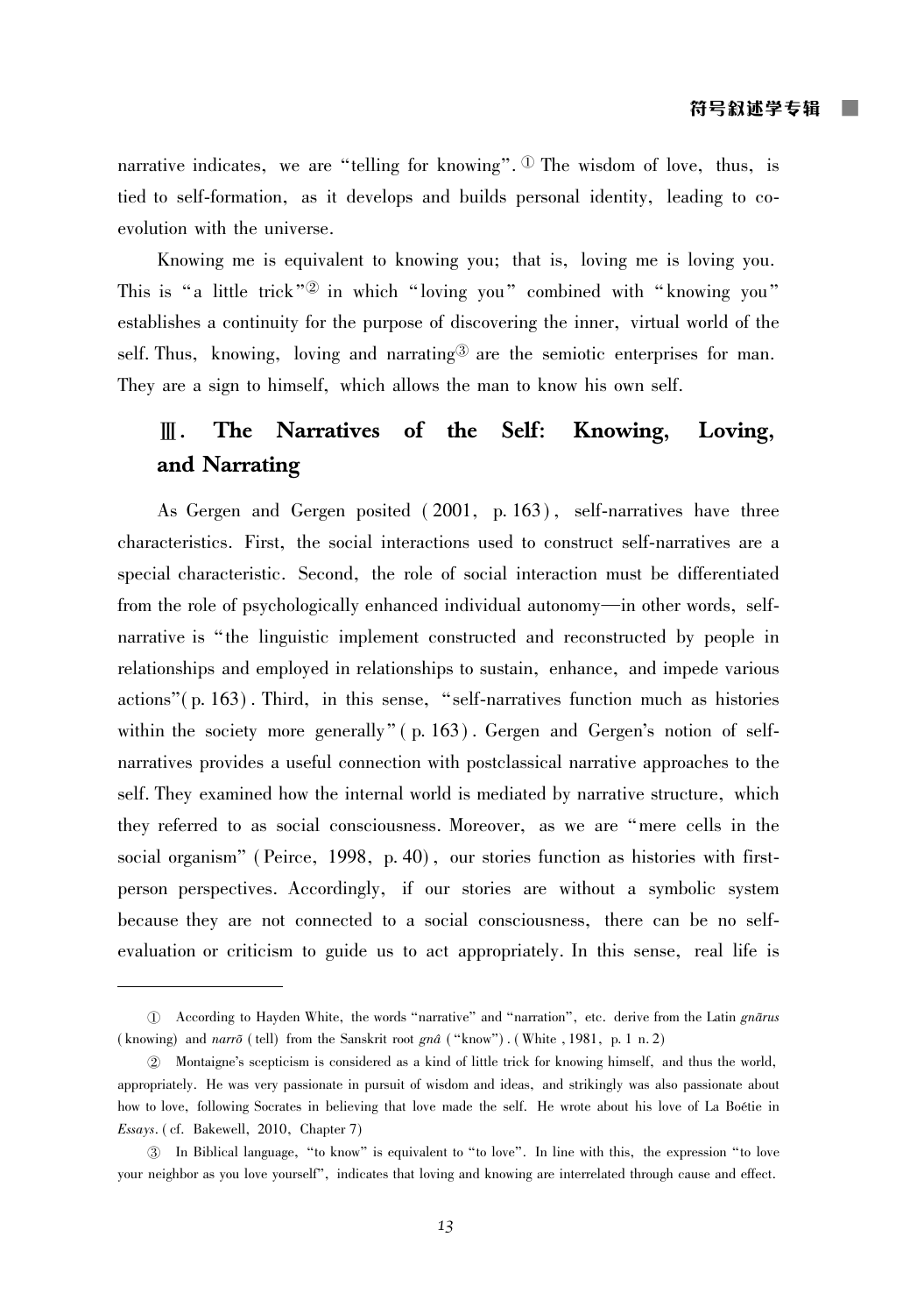narrative indicates, we are "telling for knowing".[①] The wisdom of love, thus, is tied to self-formation, as it develops and builds personal identity, leading to co-evolution with the universe.

Knowing me is equivalent to knowing you; that is, loving me is loving you. This is "a little trick"[②] in which "loving you" combined with "knowing you" establishes a continuity for the purpose of discovering the inner, virtual world of the self. Thus, knowing, loving and narrating[③] are the semiotic enterprises for man. They are a sign to himself, which allows the man to know his own self.

## Ⅲ. The Narratives of the Self: Knowing, Loving, and Narrating

As Gergen and Gergen posited (2001, p. 163), self-narratives have three characteristics. First, the social interactions used to construct self-narratives are a special characteristic. Second, the role of social interaction must be differentiated from the role of psychologically enhanced individual autonomy—in other words, self-narrative is "the linguistic implement constructed and reconstructed by people in relationships and employed in relationships to sustain, enhance, and impede various actions"(p. 163). Third, in this sense, "self-narratives function much as histories within the society more generally" (p. 163). Gergen and Gergen's notion of self-narratives provides a useful connection with postclassical narrative approaches to the self. They examined how the internal world is mediated by narrative structure, which they referred to as social consciousness. Moreover, as we are "mere cells in the social organism" (Peirce, 1998, p. 40), our stories function as histories with first-person perspectives. Accordingly, if our stories are without a symbolic system because they are not connected to a social consciousness, there can be no self-evaluation or criticism to guide us to act appropriately. In this sense, real life is

---

① According to Hayden White, the words "narrative" and "narration", etc. derive from the Latin *gnārus* (knowing) and *narrō* (tell) from the Sanskrit root *gnâ* ("know"). (White, 1981, p. 1 n. 2)

② Montaigne's scepticism is considered as a kind of little trick for knowing himself, and thus the world, appropriately. He was very passionate in pursuit of wisdom and ideas, and strikingly was also passionate about how to love, following Socrates in believing that love made the self. He wrote about his love of La Boétie in *Essays*. (cf. Bakewell, 2010, Chapter 7)

③ In Biblical language, "to know" is equivalent to "to love". In line with this, the expression "to love your neighbor as you love yourself", indicates that loving and knowing are interrelated through cause and effect.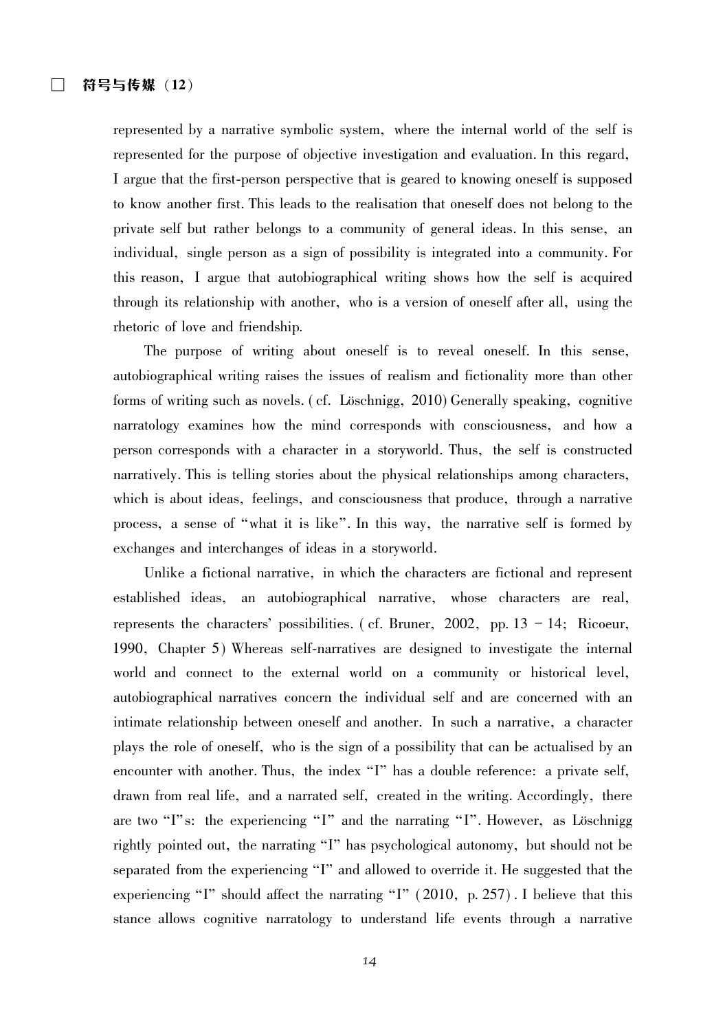represented by a narrative symbolic system, where the internal world of the self is represented for the purpose of objective investigation and evaluation. In this regard, I argue that the first-person perspective that is geared to knowing oneself is supposed to know another first. This leads to the realisation that oneself does not belong to the private self but rather belongs to a community of general ideas. In this sense, an individual, single person as a sign of possibility is integrated into a community. For this reason, I argue that autobiographical writing shows how the self is acquired through its relationship with another, who is a version of oneself after all, using the rhetoric of love and friendship.

The purpose of writing about oneself is to reveal oneself. In this sense, autobiographical writing raises the issues of realism and fictionality more than other forms of writing such as novels. (cf. Löschnigg, 2010) Generally speaking, cognitive narratology examines how the mind corresponds with consciousness, and how a person corresponds with a character in a storyworld. Thus, the self is constructed narratively. This is telling stories about the physical relationships among characters, which is about ideas, feelings, and consciousness that produce, through a narrative process, a sense of "what it is like". In this way, the narrative self is formed by exchanges and interchanges of ideas in a storyworld.

Unlike a fictional narrative, in which the characters are fictional and represent established ideas, an autobiographical narrative, whose characters are real, represents the characters' possibilities. (cf. Bruner, 2002, pp. 13 – 14; Ricoeur, 1990, Chapter 5) Whereas self-narratives are designed to investigate the internal world and connect to the external world on a community or historical level, autobiographical narratives concern the individual self and are concerned with an intimate relationship between oneself and another. In such a narrative, a character plays the role of oneself, who is the sign of a possibility that can be actualised by an encounter with another. Thus, the index "I" has a double reference: a private self, drawn from real life, and a narrated self, created in the writing. Accordingly, there are two "I"s: the experiencing "I" and the narrating "I". However, as Löschnigg rightly pointed out, the narrating "I" has psychological autonomy, but should not be separated from the experiencing "I" and allowed to override it. He suggested that the experiencing "I" should affect the narrating "I" (2010, p. 257). I believe that this stance allows cognitive narratology to understand life events through a narrative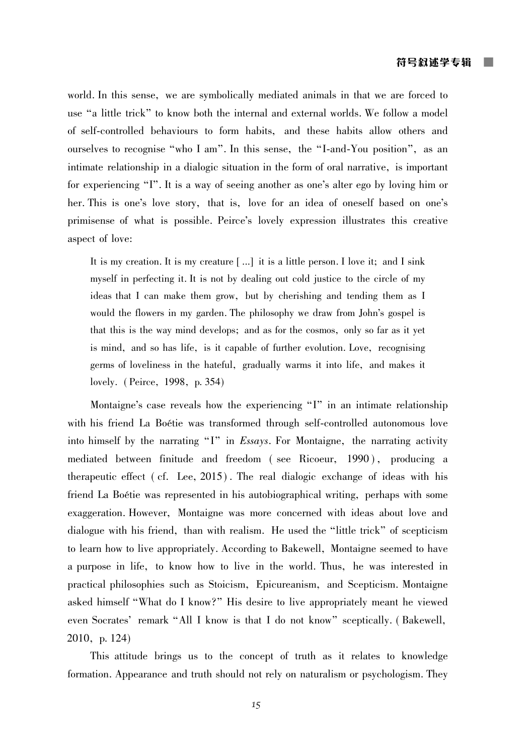world. In this sense, we are symbolically mediated animals in that we are forced to use "a little trick" to know both the internal and external worlds. We follow a model of self-controlled behaviours to form habits, and these habits allow others and ourselves to recognise "who I am". In this sense, the "I-and-You position", as an intimate relationship in a dialogic situation in the form of oral narrative, is important for experiencing "I". It is a way of seeing another as one's alter ego by loving him or her. This is one's love story, that is, love for an idea of oneself based on one's primisense of what is possible. Peirce's lovely expression illustrates this creative aspect of love:

> It is my creation. It is my creature [...] it is a little person. I love it; and I sink myself in perfecting it. It is not by dealing out cold justice to the circle of my ideas that I can make them grow, but by cherishing and tending them as I would the flowers in my garden. The philosophy we draw from John's gospel is that this is the way mind develops; and as for the cosmos, only so far as it yet is mind, and so has life, is it capable of further evolution. Love, recognising germs of loveliness in the hateful, gradually warms it into life, and makes it lovely. (Peirce, 1998, p. 354)

Montaigne's case reveals how the experiencing "I" in an intimate relationship with his friend La Boétie was transformed through self-controlled autonomous love into himself by the narrating "I" in *Essays*. For Montaigne, the narrating activity mediated between finitude and freedom (see Ricoeur, 1990), producing a therapeutic effect (cf. Lee, 2015). The real dialogic exchange of ideas with his friend La Boétie was represented in his autobiographical writing, perhaps with some exaggeration. However, Montaigne was more concerned with ideas about love and dialogue with his friend, than with realism. He used the "little trick" of scepticism to learn how to live appropriately. According to Bakewell, Montaigne seemed to have a purpose in life, to know how to live in the world. Thus, he was interested in practical philosophies such as Stoicism, Epicureanism, and Scepticism. Montaigne asked himself "What do I know?" His desire to live appropriately meant he viewed even Socrates' remark "All I know is that I do not know" sceptically. (Bakewell, 2010, p. 124)

This attitude brings us to the concept of truth as it relates to knowledge formation. Appearance and truth should not rely on naturalism or psychologism. They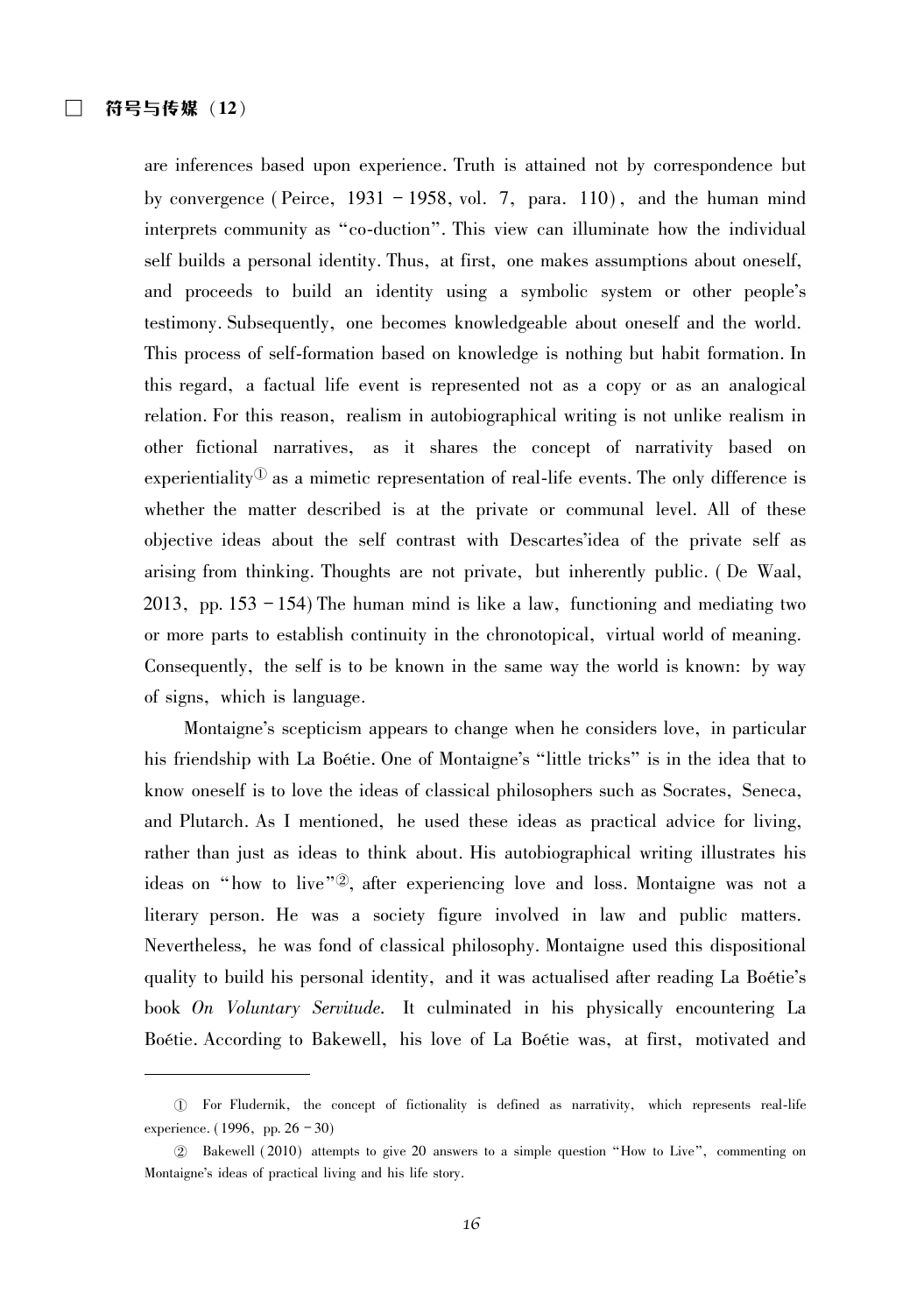are inferences based upon experience. Truth is attained not by correspondence but by convergence (Peirce, 1931 – 1958, vol. 7, para. 110), and the human mind interprets community as "co-duction". This view can illuminate how the individual self builds a personal identity. Thus, at first, one makes assumptions about oneself, and proceeds to build an identity using a symbolic system or other people's testimony. Subsequently, one becomes knowledgeable about oneself and the world. This process of self-formation based on knowledge is nothing but habit formation. In this regard, a factual life event is represented not as a copy or as an analogical relation. For this reason, realism in autobiographical writing is not unlike realism in other fictional narratives, as it shares the concept of narrativity based on experientiality[①] as a mimetic representation of real-life events. The only difference is whether the matter described is at the private or communal level. All of these objective ideas about the self contrast with Descartes' idea of the private self as arising from thinking. Thoughts are not private, but inherently public. (De Waal, 2013, pp. 153 – 154) The human mind is like a law, functioning and mediating two or more parts to establish continuity in the chronotopical, virtual world of meaning. Consequently, the self is to be known in the same way the world is known: by way of signs, which is language.

Montaigne's scepticism appears to change when he considers love, in particular his friendship with La Boétie. One of Montaigne's "little tricks" is in the idea that to know oneself is to love the ideas of classical philosophers such as Socrates, Seneca, and Plutarch. As I mentioned, he used these ideas as practical advice for living, rather than just as ideas to think about. His autobiographical writing illustrates his ideas on "how to live"[②], after experiencing love and loss. Montaigne was not a literary person. He was a society figure involved in law and public matters. Nevertheless, he was fond of classical philosophy. Montaigne used this dispositional quality to build his personal identity, and it was actualised after reading La Boétie's book *On Voluntary Servitude*. It culminated in his physically encountering La Boétie. According to Bakewell, his love of La Boétie was, at first, motivated and

---

① For Fludernik, the concept of fictionality is defined as narrativity, which represents real-life experience. (1996, pp. 26 – 30)

② Bakewell (2010) attempts to give 20 answers to a simple question "How to Live", commenting on Montaigne's ideas of practical living and his life story.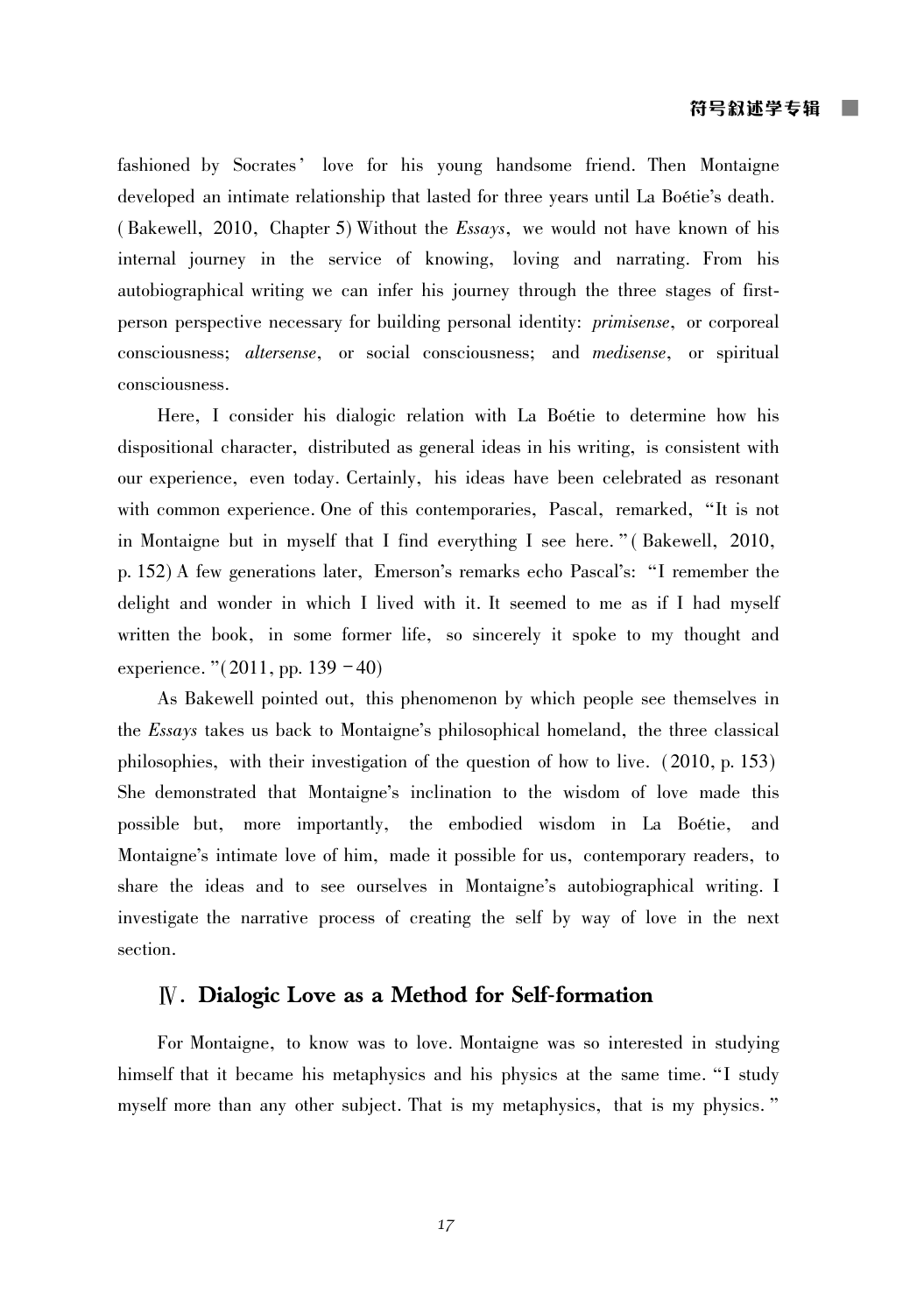fashioned by Socrates' love for his young handsome friend. Then Montaigne developed an intimate relationship that lasted for three years until La Boétie's death. (Bakewell, 2010, Chapter 5) Without the *Essays*, we would not have known of his internal journey in the service of knowing, loving and narrating. From his autobiographical writing we can infer his journey through the three stages of first-person perspective necessary for building personal identity: *primisense*, or corporeal consciousness; *altersense*, or social consciousness; and *medisense*, or spiritual consciousness.

Here, I consider his dialogic relation with La Boétie to determine how his dispositional character, distributed as general ideas in his writing, is consistent with our experience, even today. Certainly, his ideas have been celebrated as resonant with common experience. One of this contemporaries, Pascal, remarked, "It is not in Montaigne but in myself that I find everything I see here." (Bakewell, 2010, p. 152) A few generations later, Emerson's remarks echo Pascal's: "I remember the delight and wonder in which I lived with it. It seemed to me as if I had myself written the book, in some former life, so sincerely it spoke to my thought and experience." (2011, pp. 139 – 40)

As Bakewell pointed out, this phenomenon by which people see themselves in the *Essays* takes us back to Montaigne's philosophical homeland, the three classical philosophies, with their investigation of the question of how to live. (2010, p. 153) She demonstrated that Montaigne's inclination to the wisdom of love made this possible but, more importantly, the embodied wisdom in La Boétie, and Montaigne's intimate love of him, made it possible for us, contemporary readers, to share the ideas and to see ourselves in Montaigne's autobiographical writing. I investigate the narrative process of creating the self by way of love in the next section.

## Ⅳ. Dialogic Love as a Method for Self-formation

For Montaigne, to know was to love. Montaigne was so interested in studying himself that it became his metaphysics and his physics at the same time. "I study myself more than any other subject. That is my metaphysics, that is my physics."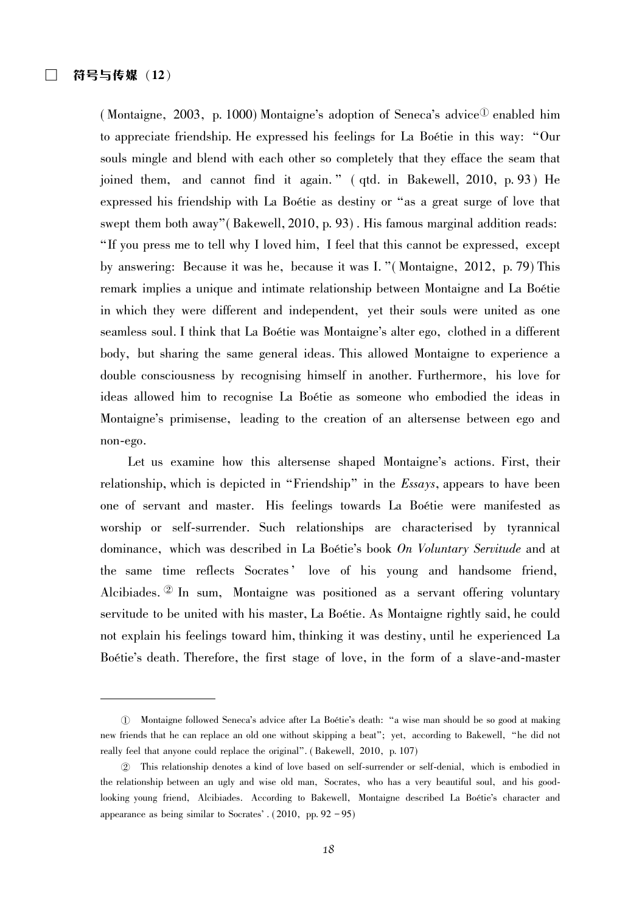(Montaigne, 2003, p. 1000) Montaigne's adoption of Seneca's advice[①] enabled him to appreciate friendship. He expressed his feelings for La Boétie in this way: "Our souls mingle and blend with each other so completely that they efface the seam that joined them, and cannot find it again." (qtd. in Bakewell, 2010, p. 93) He expressed his friendship with La Boétie as destiny or "as a great surge of love that swept them both away" (Bakewell, 2010, p. 93). His famous marginal addition reads: "If you press me to tell why I loved him, I feel that this cannot be expressed, except by answering: Because it was he, because it was I." (Montaigne, 2012, p. 79) This remark implies a unique and intimate relationship between Montaigne and La Boétie in which they were different and independent, yet their souls were united as one seamless soul. I think that La Boétie was Montaigne's alter ego, clothed in a different body, but sharing the same general ideas. This allowed Montaigne to experience a double consciousness by recognising himself in another. Furthermore, his love for ideas allowed him to recognise La Boétie as someone who embodied the ideas in Montaigne's primisense, leading to the creation of an altersense between ego and non-ego.

Let us examine how this altersense shaped Montaigne's actions. First, their relationship, which is depicted in "Friendship" in the *Essays*, appears to have been one of servant and master. His feelings towards La Boétie were manifested as worship or self-surrender. Such relationships are characterised by tyrannical dominance, which was described in La Boétie's book *On Voluntary Servitude* and at the same time reflects Socrates' love of his young and handsome friend, Alcibiades.[②] In sum, Montaigne was positioned as a servant offering voluntary servitude to be united with his master, La Boétie. As Montaigne rightly said, he could not explain his feelings toward him, thinking it was destiny, until he experienced La Boétie's death. Therefore, the first stage of love, in the form of a slave-and-master

---

① Montaigne followed Seneca's advice after La Boétie's death: "a wise man should be so good at making new friends that he can replace an old one without skipping a beat"; yet, according to Bakewell, "he did not really feel that anyone could replace the original". (Bakewell, 2010, p. 107)

② This relationship denotes a kind of love based on self-surrender or self-denial, which is embodied in the relationship between an ugly and wise old man, Socrates, who has a very beautiful soul, and his good-looking young friend, Alcibiades. According to Bakewell, Montaigne described La Boétie's character and appearance as being similar to Socrates'. (2010, pp. 92 – 95)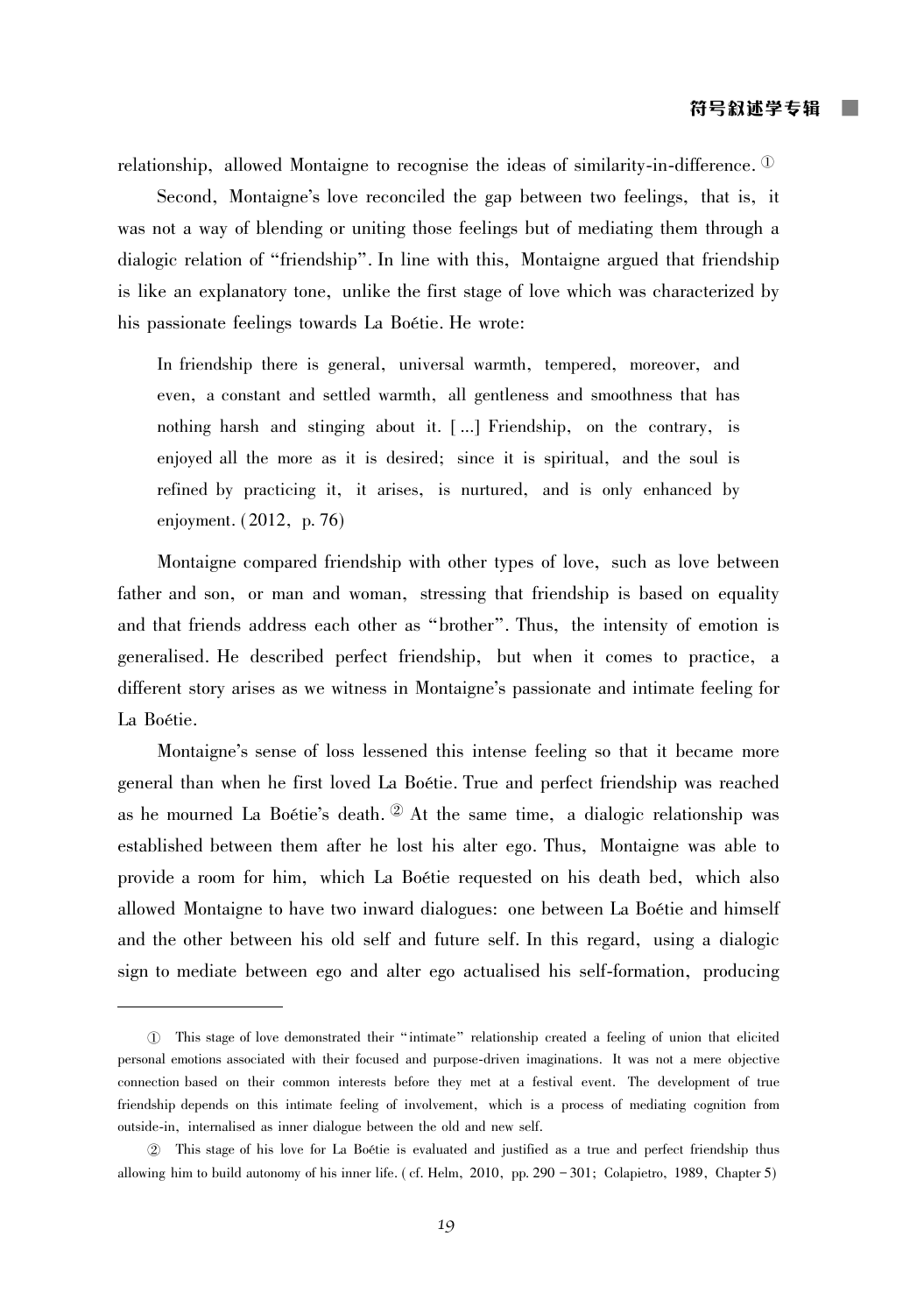relationship, allowed Montaigne to recognise the ideas of similarity-in-difference. [①]

Second, Montaigne's love reconciled the gap between two feelings, that is, it was not a way of blending or uniting those feelings but of mediating them through a dialogic relation of "friendship". In line with this, Montaigne argued that friendship is like an explanatory tone, unlike the first stage of love which was characterized by his passionate feelings towards La Boétie. He wrote:

> In friendship there is general, universal warmth, tempered, moreover, and even, a constant and settled warmth, all gentleness and smoothness that has nothing harsh and stinging about it. [...] Friendship, on the contrary, is enjoyed all the more as it is desired; since it is spiritual, and the soul is refined by practicing it, it arises, is nurtured, and is only enhanced by enjoyment. (2012, p. 76)

Montaigne compared friendship with other types of love, such as love between father and son, or man and woman, stressing that friendship is based on equality and that friends address each other as "brother". Thus, the intensity of emotion is generalised. He described perfect friendship, but when it comes to practice, a different story arises as we witness in Montaigne's passionate and intimate feeling for La Boétie.

Montaigne's sense of loss lessened this intense feeling so that it became more general than when he first loved La Boétie. True and perfect friendship was reached as he mourned La Boétie's death. [②] At the same time, a dialogic relationship was established between them after he lost his alter ego. Thus, Montaigne was able to provide a room for him, which La Boétie requested on his death bed, which also allowed Montaigne to have two inward dialogues: one between La Boétie and himself and the other between his old self and future self. In this regard, using a dialogic sign to mediate between ego and alter ego actualised his self-formation, producing

---

① This stage of love demonstrated their "intimate" relationship created a feeling of union that elicited personal emotions associated with their focused and purpose-driven imaginations. It was not a mere objective connection based on their common interests before they met at a festival event. The development of true friendship depends on this intimate feeling of involvement, which is a process of mediating cognition from outside-in, internalised as inner dialogue between the old and new self.

② This stage of his love for La Boétie is evaluated and justified as a true and perfect friendship thus allowing him to build autonomy of his inner life. (cf. Helm, 2010, pp. 290 - 301; Colapietro, 1989, Chapter 5)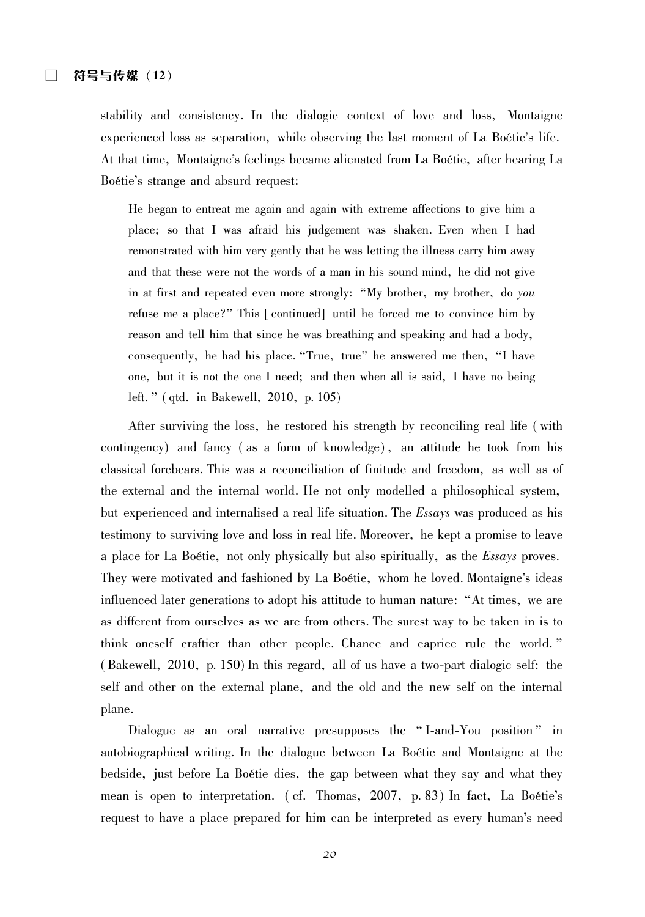stability and consistency. In the dialogic context of love and loss, Montaigne experienced loss as separation, while observing the last moment of La Boétie's life. At that time, Montaigne's feelings became alienated from La Boétie, after hearing La Boétie's strange and absurd request:

> He began to entreat me again and again with extreme affections to give him a place; so that I was afraid his judgement was shaken. Even when I had remonstrated with him very gently that he was letting the illness carry him away and that these were not the words of a man in his sound mind, he did not give in at first and repeated even more strongly: "My brother, my brother, do *you* refuse me a place?" This [continued] until he forced me to convince him by reason and tell him that since he was breathing and speaking and had a body, consequently, he had his place. "True, true" he answered me then, "I have one, but it is not the one I need; and then when all is said, I have no being left." (qtd. in Bakewell, 2010, p. 105)

After surviving the loss, he restored his strength by reconciling real life (with contingency) and fancy (as a form of knowledge), an attitude he took from his classical forebears. This was a reconciliation of finitude and freedom, as well as of the external and the internal world. He not only modelled a philosophical system, but experienced and internalised a real life situation. The *Essays* was produced as his testimony to surviving love and loss in real life. Moreover, he kept a promise to leave a place for La Boétie, not only physically but also spiritually, as the *Essays* proves. They were motivated and fashioned by La Boétie, whom he loved. Montaigne's ideas influenced later generations to adopt his attitude to human nature: "At times, we are as different from ourselves as we are from others. The surest way to be taken in is to think oneself craftier than other people. Chance and caprice rule the world." (Bakewell, 2010, p. 150) In this regard, all of us have a two-part dialogic self: the self and other on the external plane, and the old and the new self on the internal plane.

Dialogue as an oral narrative presupposes the "I-and-You position" in autobiographical writing. In the dialogue between La Boétie and Montaigne at the bedside, just before La Boétie dies, the gap between what they say and what they mean is open to interpretation. (cf. Thomas, 2007, p. 83) In fact, La Boétie's request to have a place prepared for him can be interpreted as every human's need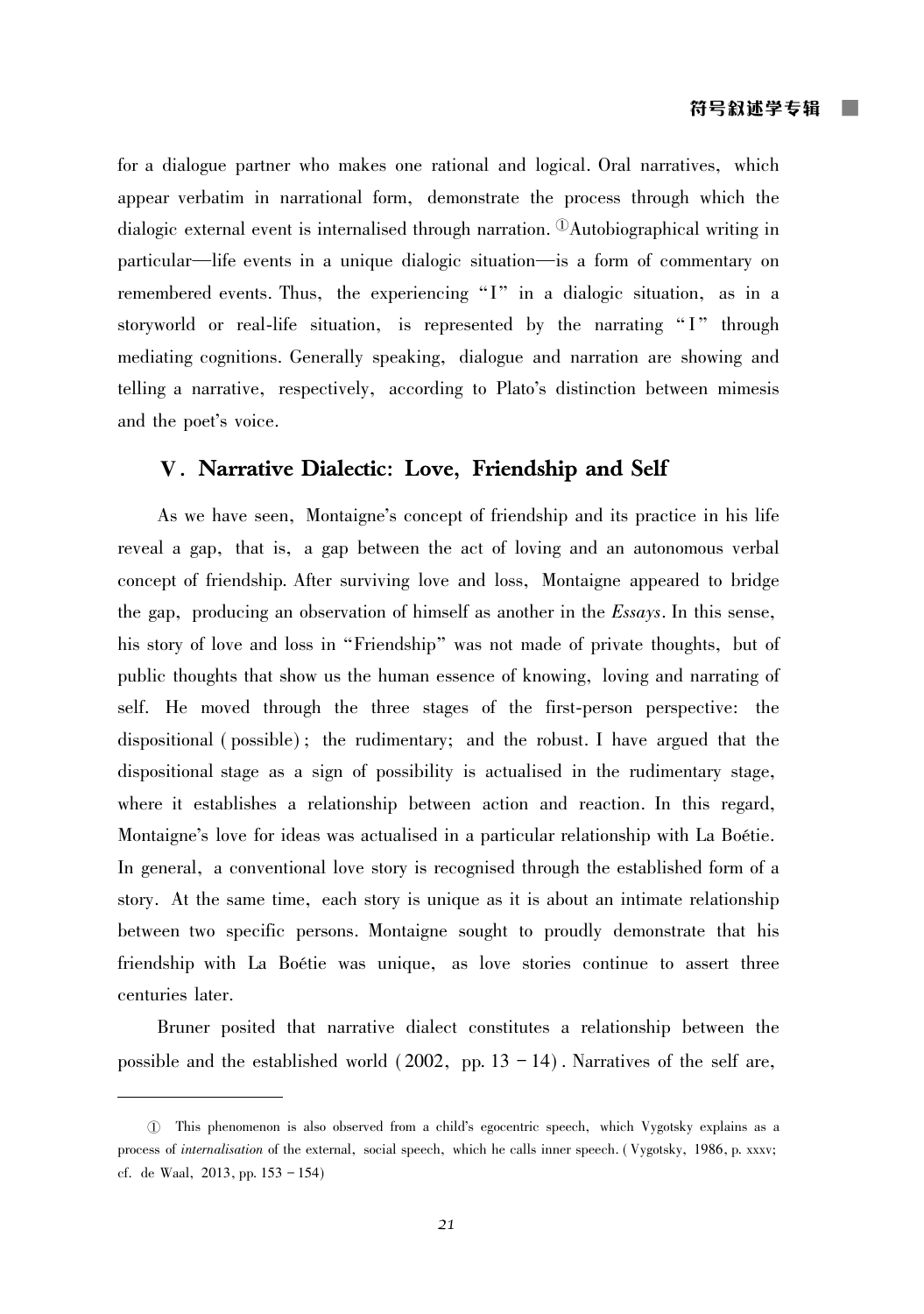for a dialogue partner who makes one rational and logical. Oral narratives, which appear verbatim in narrational form, demonstrate the process through which the dialogic external event is internalised through narration. [①] Autobiographical writing in particular—life events in a unique dialogic situation—is a form of commentary on remembered events. Thus, the experiencing "I" in a dialogic situation, as in a storyworld or real-life situation, is represented by the narrating "I" through mediating cognitions. Generally speaking, dialogue and narration are showing and telling a narrative, respectively, according to Plato's distinction between mimesis and the poet's voice.

## Ⅴ. Narrative Dialectic: Love, Friendship and Self

As we have seen, Montaigne's concept of friendship and its practice in his life reveal a gap, that is, a gap between the act of loving and an autonomous verbal concept of friendship. After surviving love and loss, Montaigne appeared to bridge the gap, producing an observation of himself as another in the *Essays*. In this sense, his story of love and loss in "Friendship" was not made of private thoughts, but of public thoughts that show us the human essence of knowing, loving and narrating of self. He moved through the three stages of the first-person perspective: the dispositional (possible); the rudimentary; and the robust. I have argued that the dispositional stage as a sign of possibility is actualised in the rudimentary stage, where it establishes a relationship between action and reaction. In this regard, Montaigne's love for ideas was actualised in a particular relationship with La Boétie. In general, a conventional love story is recognised through the established form of a story. At the same time, each story is unique as it is about an intimate relationship between two specific persons. Montaigne sought to proudly demonstrate that his friendship with La Boétie was unique, as love stories continue to assert three centuries later.

Bruner posited that narrative dialect constitutes a relationship between the possible and the established world (2002, pp. 13 – 14). Narratives of the self are,

---

① This phenomenon is also observed from a child's egocentric speech, which Vygotsky explains as a process of *internalisation* of the external, social speech, which he calls inner speech. (Vygotsky, 1986, p. xxxv; cf. de Waal, 2013, pp. 153 – 154)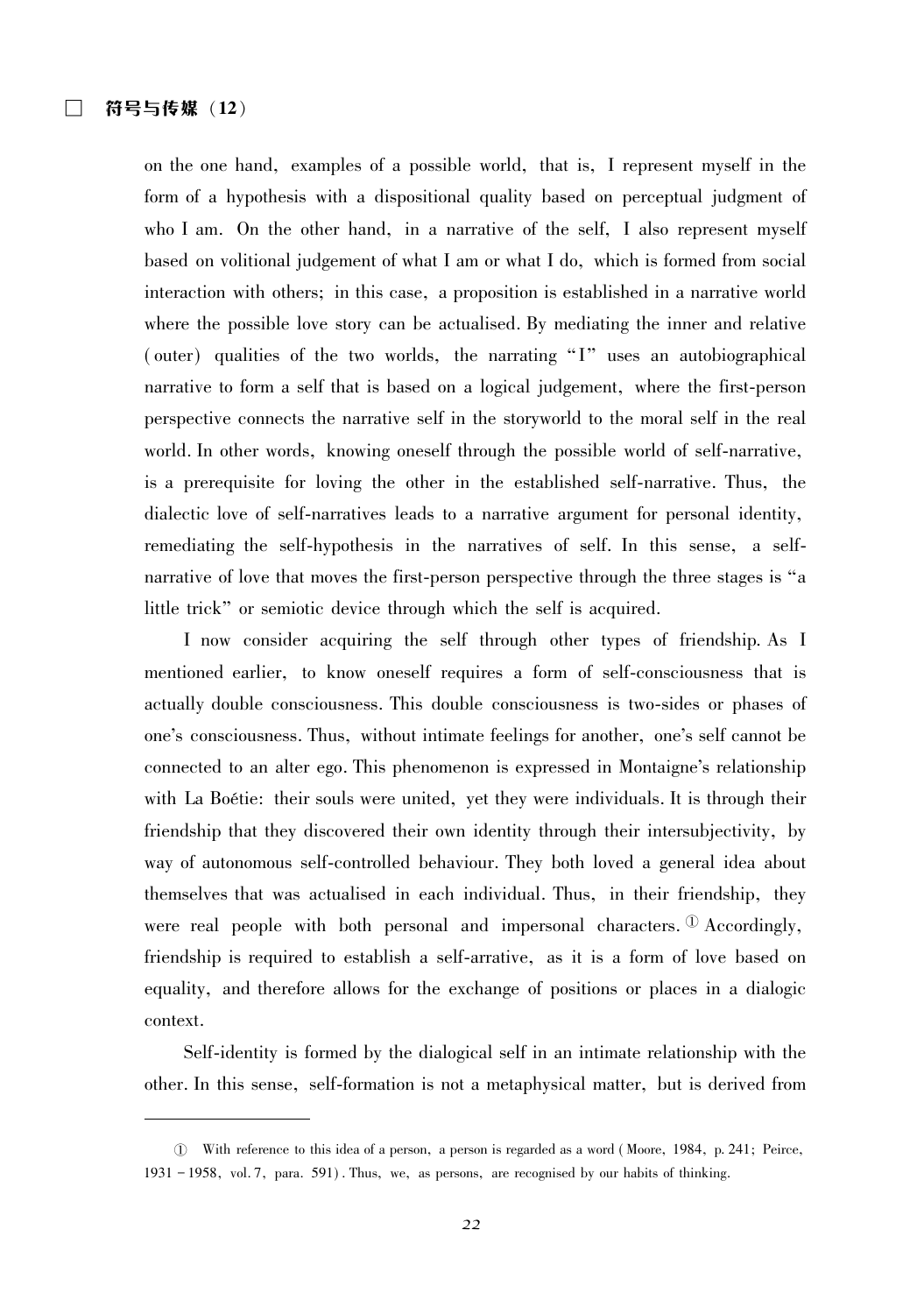on the one hand, examples of a possible world, that is, I represent myself in the form of a hypothesis with a dispositional quality based on perceptual judgment of who I am. On the other hand, in a narrative of the self, I also represent myself based on volitional judgement of what I am or what I do, which is formed from social interaction with others; in this case, a proposition is established in a narrative world where the possible love story can be actualised. By mediating the inner and relative (outer) qualities of the two worlds, the narrating "I" uses an autobiographical narrative to form a self that is based on a logical judgement, where the first-person perspective connects the narrative self in the storyworld to the moral self in the real world. In other words, knowing oneself through the possible world of self-narrative, is a prerequisite for loving the other in the established self-narrative. Thus, the dialectic love of self-narratives leads to a narrative argument for personal identity, remediating the self-hypothesis in the narratives of self. In this sense, a self-narrative of love that moves the first-person perspective through the three stages is "a little trick" or semiotic device through which the self is acquired.

I now consider acquiring the self through other types of friendship. As I mentioned earlier, to know oneself requires a form of self-consciousness that is actually double consciousness. This double consciousness is two-sides or phases of one's consciousness. Thus, without intimate feelings for another, one's self cannot be connected to an alter ego. This phenomenon is expressed in Montaigne's relationship with La Boétie: their souls were united, yet they were individuals. It is through their friendship that they discovered their own identity through their intersubjectivity, by way of autonomous self-controlled behaviour. They both loved a general idea about themselves that was actualised in each individual. Thus, in their friendship, they were real people with both personal and impersonal characters.[①] Accordingly, friendship is required to establish a self-arrative, as it is a form of love based on equality, and therefore allows for the exchange of positions or places in a dialogic context.

Self-identity is formed by the dialogical self in an intimate relationship with the other. In this sense, self-formation is not a metaphysical matter, but is derived from

---

① With reference to this idea of a person, a person is regarded as a word (Moore, 1984, p. 241; Peirce, 1931 – 1958, vol. 7, para. 591). Thus, we, as persons, are recognised by our habits of thinking.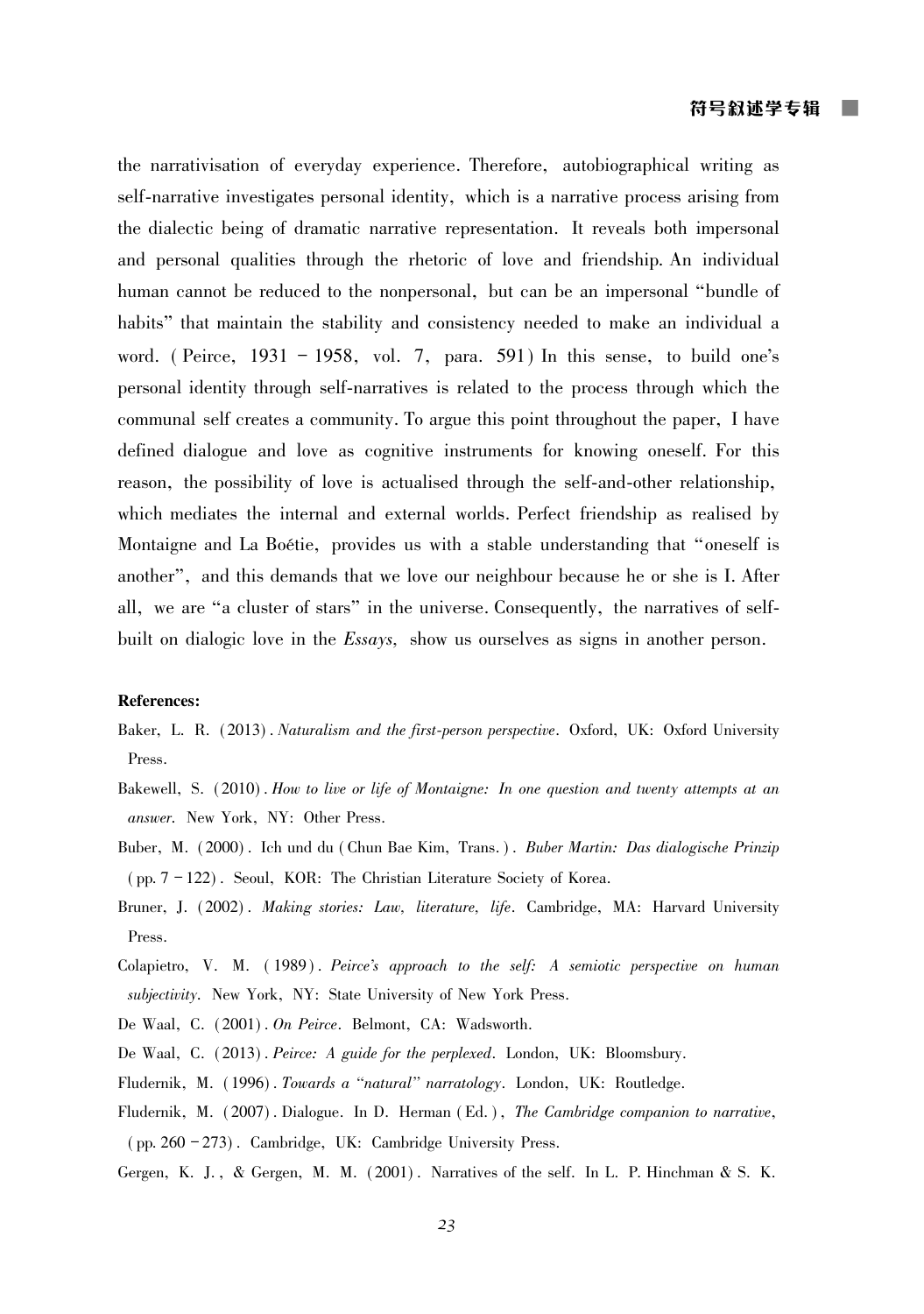the narrativisation of everyday experience. Therefore, autobiographical writing as self-narrative investigates personal identity, which is a narrative process arising from the dialectic being of dramatic narrative representation. It reveals both impersonal and personal qualities through the rhetoric of love and friendship. An individual human cannot be reduced to the nonpersonal, but can be an impersonal "bundle of habits" that maintain the stability and consistency needed to make an individual a word. (Peirce, 1931 – 1958, vol. 7, para. 591) In this sense, to build one's personal identity through self-narratives is related to the process through which the communal self creates a community. To argue this point throughout the paper, I have defined dialogue and love as cognitive instruments for knowing oneself. For this reason, the possibility of love is actualised through the self-and-other relationship, which mediates the internal and external worlds. Perfect friendship as realised by Montaigne and La Boétie, provides us with a stable understanding that "oneself is another", and this demands that we love our neighbour because he or she is I. After all, we are "a cluster of stars" in the universe. Consequently, the narratives of self-built on dialogic love in the *Essays*, show us ourselves as signs in another person.

**References:**

Baker, L. R. (2013). *Naturalism and the first-person perspective*. Oxford, UK: Oxford University Press.

Bakewell, S. (2010). *How to live or life of Montaigne: In one question and twenty attempts at an answer*. New York, NY: Other Press.

Buber, M. (2000). Ich und du (Chun Bae Kim, Trans.). *Buber Martin: Das dialogische Prinzip* (pp. 7 – 122). Seoul, KOR: The Christian Literature Society of Korea.

Bruner, J. (2002). *Making stories: Law, literature, life*. Cambridge, MA: Harvard University Press.

Colapietro, V. M. (1989). *Peirce's approach to the self: A semiotic perspective on human subjectivity*. New York, NY: State University of New York Press.

De Waal, C. (2001). *On Peirce*. Belmont, CA: Wadsworth.

De Waal, C. (2013). *Peirce: A guide for the perplexed*. London, UK: Bloomsbury.

Fludernik, M. (1996). *Towards a "natural" narratology*. London, UK: Routledge.

Fludernik, M. (2007). Dialogue. In D. Herman (Ed.), *The Cambridge companion to narrative*, (pp. 260 – 273). Cambridge, UK: Cambridge University Press.

Gergen, K. J., & Gergen, M. M. (2001). Narratives of the self. In L. P. Hinchman & S. K.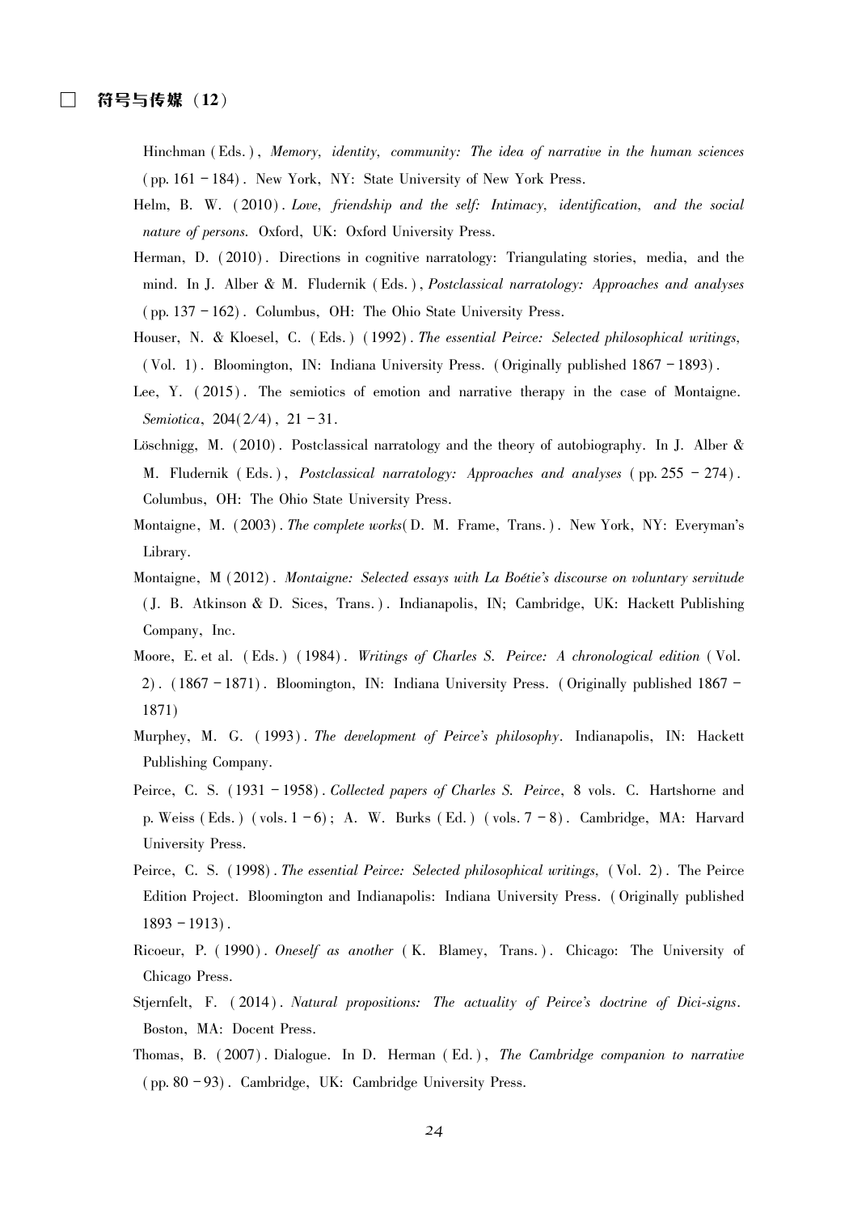Hinchman (Eds.), *Memory, identity, community: The idea of narrative in the human sciences* (pp. 161 – 184). New York, NY: State University of New York Press.

Helm, B. W. (2010). *Love, friendship and the self: Intimacy, identification, and the social nature of persons.* Oxford, UK: Oxford University Press.

Herman, D. (2010). Directions in cognitive narratology: Triangulating stories, media, and the mind. In J. Alber & M. Fludernik (Eds.), *Postclassical narratology: Approaches and analyses* (pp. 137 – 162). Columbus, OH: The Ohio State University Press.

Houser, N. & Kloesel, C. (Eds.) (1992). *The essential Peirce: Selected philosophical writings,* (Vol. 1). Bloomington, IN: Indiana University Press. (Originally published 1867 – 1893).

Lee, Y. (2015). The semiotics of emotion and narrative therapy in the case of Montaigne. *Semiotica*, 204(2/4), 21 – 31.

Löschnigg, M. (2010). Postclassical narratology and the theory of autobiography. In J. Alber & M. Fludernik (Eds.), *Postclassical narratology: Approaches and analyses* (pp. 255 – 274). Columbus, OH: The Ohio State University Press.

Montaigne, M. (2003). *The complete works*(D. M. Frame, Trans.). New York, NY: Everyman's Library.

Montaigne, M (2012). *Montaigne: Selected essays with La Boétie's discourse on voluntary servitude* (J. B. Atkinson & D. Sices, Trans.). Indianapolis, IN; Cambridge, UK: Hackett Publishing Company, Inc.

Moore, E. et al. (Eds.) (1984). *Writings of Charles S. Peirce: A chronological edition* (Vol. 2). (1867 – 1871). Bloomington, IN: Indiana University Press. (Originally published 1867 – 1871)

Murphey, M. G. (1993). *The development of Peirce's philosophy*. Indianapolis, IN: Hackett Publishing Company.

Peirce, C. S. (1931 – 1958). *Collected papers of Charles S. Peirce*, 8 vols. C. Hartshorne and p. Weiss (Eds.) (vols. 1 – 6); A. W. Burks (Ed.) (vols. 7 – 8). Cambridge, MA: Harvard University Press.

Peirce, C. S. (1998). *The essential Peirce: Selected philosophical writings,* (Vol. 2). The Peirce Edition Project. Bloomington and Indianapolis: Indiana University Press. (Originally published 1893 – 1913).

Ricoeur, P. (1990). *Oneself as another* (K. Blamey, Trans.). Chicago: The University of Chicago Press.

Stjernfelt, F. (2014). *Natural propositions: The actuality of Peirce's doctrine of Dici-signs*. Boston, MA: Docent Press.

Thomas, B. (2007). Dialogue. In D. Herman (Ed.), *The Cambridge companion to narrative* (pp. 80 – 93). Cambridge, UK: Cambridge University Press.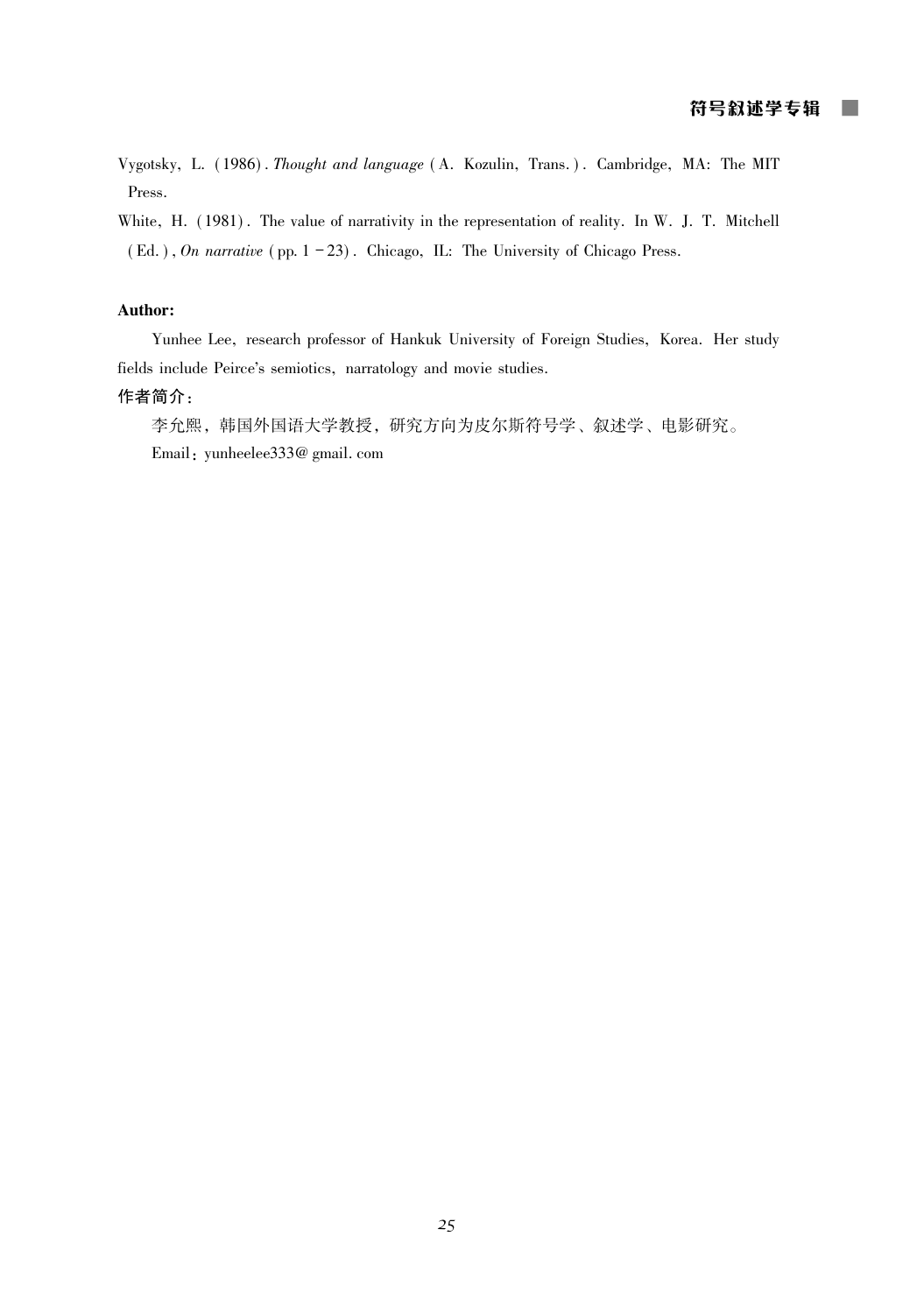Vygotsky, L. (1986). *Thought and language* (A. Kozulin, Trans.). Cambridge, MA: The MIT Press.

White, H. (1981). The value of narrativity in the representation of reality. In W. J. T. Mitchell (Ed.), *On narrative* (pp. 1 - 23). Chicago, IL: The University of Chicago Press.

**Author:**

Yunhee Lee, research professor of Hankuk University of Foreign Studies, Korea. Her study fields include Peirce's semiotics, narratology and movie studies.

**作者简介：**

李允熙，韩国外国语大学教授，研究方向为皮尔斯符号学、叙述学、电影研究。

Email：yunheelee333@gmail.com